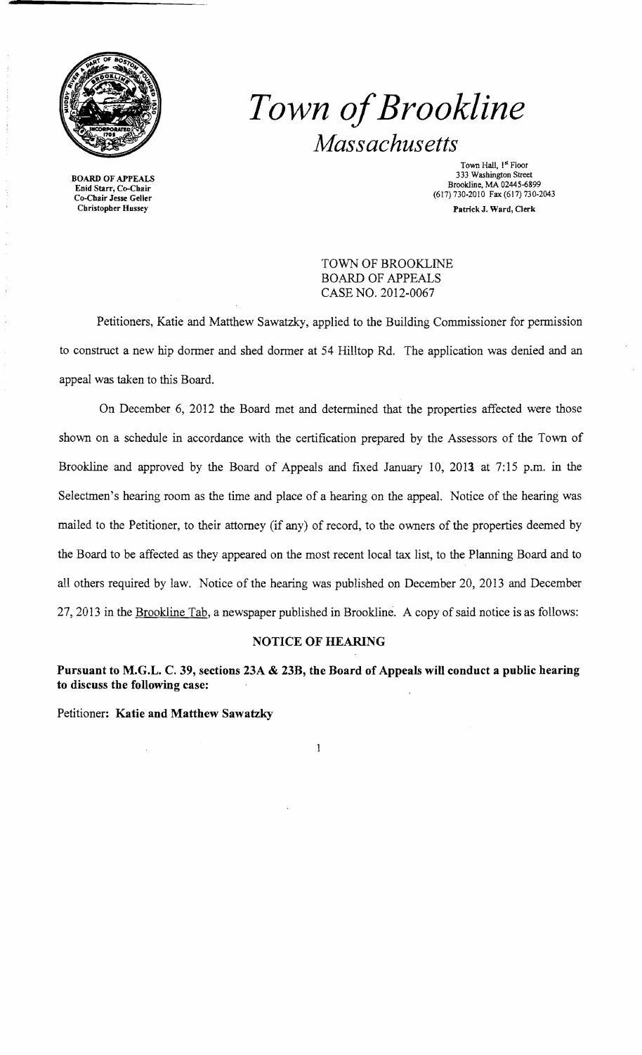# *Town of Brookline*

## *Massachusetts*

BOARD OF APPEALS
Enid Starr, Co-Chair
Co-Chair Jesse Geller
Christopher Hussey

Town Hall, 1st Floor
333 Washington Street
Brookline, MA 02445-6899
(617) 730-2010 Fax (617) 730-2043

**Patrick J. Ward, Clerk**

TOWN OF BROOKLINE
BOARD OF APPEALS
CASE NO. 2012-0067

Petitioners, Katie and Matthew Sawatzky, applied to the Building Commissioner for permission to construct a new hip dormer and shed dormer at 54 Hilltop Rd. The application was denied and an appeal was taken to this Board.

On December 6, 2012 the Board met and determined that the properties affected were those shown on a schedule in accordance with the certification prepared by the Assessors of the Town of Brookline and approved by the Board of Appeals and fixed January 10, 2013 at 7:15 p.m. in the Selectmen's hearing room as the time and place of a hearing on the appeal. Notice of the hearing was mailed to the Petitioner, to their attorney (if any) of record, to the owners of the properties deemed by the Board to be affected as they appeared on the most recent local tax list, to the Planning Board and to all others required by law. Notice of the hearing was published on December 20, 2013 and December 27, 2013 in the Brookline Tab, a newspaper published in Brookline. A copy of said notice is as follows:

### NOTICE OF HEARING

**Pursuant to M.G.L. C. 39, sections 23A & 23B, the Board of Appeals will conduct a public hearing to discuss the following case:**

Petitioner: **Katie and Matthew Sawatzky**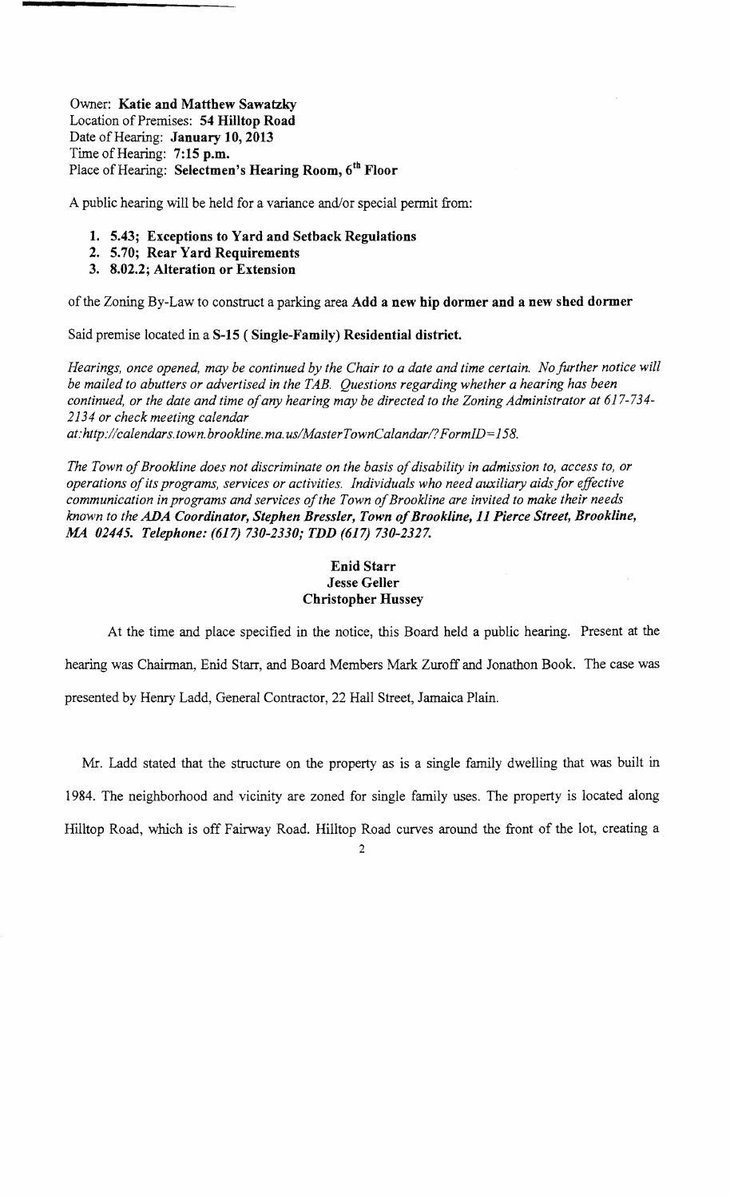Owner: **Katie and Matthew Sawatzky**
Location of Premises: **54 Hilltop Road**
Date of Hearing: **January 10, 2013**
Time of Hearing: **7:15 p.m.**
Place of Hearing: **Selectmen's Hearing Room, 6th Floor**

A public hearing will be held for a variance and/or special permit from:

1. **5.43; Exceptions to Yard and Setback Regulations**
2. **5.70; Rear Yard Requirements**
3. **8.02.2; Alteration or Extension**

of the Zoning By-Law to construct a parking area **Add a new hip dormer and a new shed dormer**

Said premise located in a **S-15 ( Single-Family) Residential district.**

*Hearings, once opened, may be continued by the Chair to a date and time certain. No further notice will be mailed to abutters or advertised in the TAB. Questions regarding whether a hearing has been continued, or the date and time of any hearing may be directed to the Zoning Administrator at 617-734-2134 or check meeting calendar at:http://calendars.town.brookline.ma.us/MasterTownCalandar/?FormID=158.*

*The Town of Brookline does not discriminate on the basis of disability in admission to, access to, or operations of its programs, services or activities. Individuals who need auxiliary aids for effective communication in programs and services of the Town of Brookline are invited to make their needs known to the **ADA Coordinator, Stephen Bressler, Town of Brookline, 11 Pierce Street, Brookline, MA 02445. Telephone: (617) 730-2330; TDD (617) 730-2327.***

**Enid Starr**
**Jesse Geller**
**Christopher Hussey**

At the time and place specified in the notice, this Board held a public hearing. Present at the hearing was Chairman, Enid Starr, and Board Members Mark Zuroff and Jonathon Book. The case was presented by Henry Ladd, General Contractor, 22 Hall Street, Jamaica Plain.

Mr. Ladd stated that the structure on the property as is a single family dwelling that was built in 1984. The neighborhood and vicinity are zoned for single family uses. The property is located along Hilltop Road, which is off Fairway Road. Hilltop Road curves around the front of the lot, creating a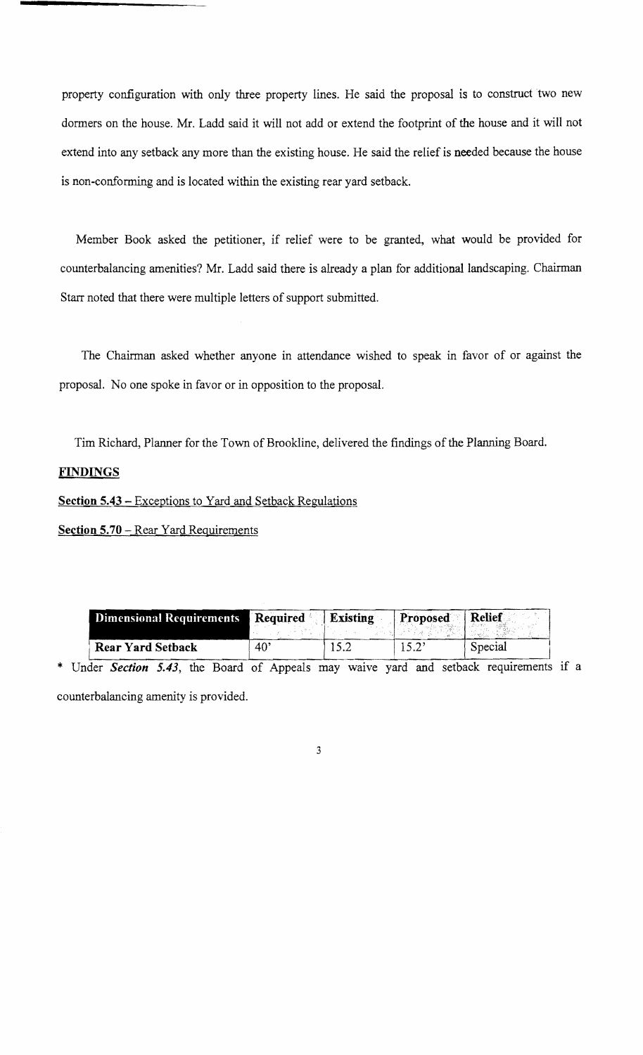property configuration with only three property lines. He said the proposal is to construct two new dormers on the house. Mr. Ladd said it will not add or extend the footprint of the house and it will not extend into any setback any more than the existing house. He said the relief is needed because the house is non-conforming and is located within the existing rear yard setback.

Member Book asked the petitioner, if relief were to be granted, what would be provided for counterbalancing amenities? Mr. Ladd said there is already a plan for additional landscaping. Chairman Starr noted that there were multiple letters of support submitted.

The Chairman asked whether anyone in attendance wished to speak in favor of or against the proposal. No one spoke in favor or in opposition to the proposal.

Tim Richard, Planner for the Town of Brookline, delivered the findings of the Planning Board.

**FINDINGS**

**Section 5.43** – Exceptions to Yard and Setback Regulations

**Section 5.70** – Rear Yard Requirements

| Dimensional Requirements | Required | Existing | Proposed | Relief |
|---|---|---|---|---|
| Rear Yard Setback | 40' | 15.2 | 15.2' | Special |

* Under ***Section 5.43***, the Board of Appeals may waive yard and setback requirements if a counterbalancing amenity is provided.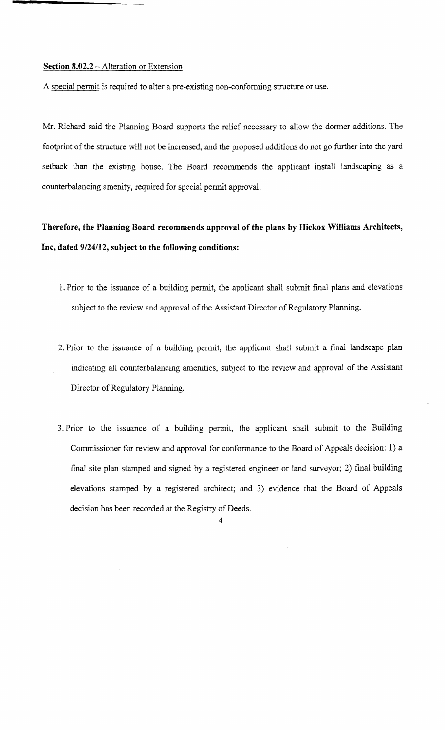**Section 8.02.2** – Alteration or Extension

A special permit is required to alter a pre-existing non-conforming structure or use.

Mr. Richard said the Planning Board supports the relief necessary to allow the dormer additions. The footprint of the structure will not be increased, and the proposed additions do not go further into the yard setback than the existing house. The Board recommends the applicant install landscaping as a counterbalancing amenity, required for special permit approval.

**Therefore, the Planning Board recommends approval of the plans by Hickox Williams Architects, Inc, dated 9/24/12, subject to the following conditions:**

1. Prior to the issuance of a building permit, the applicant shall submit final plans and elevations subject to the review and approval of the Assistant Director of Regulatory Planning.

2. Prior to the issuance of a building permit, the applicant shall submit a final landscape plan indicating all counterbalancing amenities, subject to the review and approval of the Assistant Director of Regulatory Planning.

3. Prior to the issuance of a building permit, the applicant shall submit to the Building Commissioner for review and approval for conformance to the Board of Appeals decision: 1) a final site plan stamped and signed by a registered engineer or land surveyor; 2) final building elevations stamped by a registered architect; and 3) evidence that the Board of Appeals decision has been recorded at the Registry of Deeds.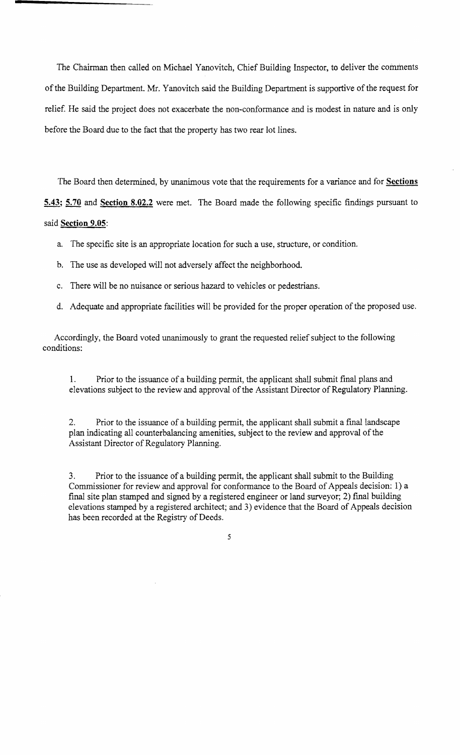The Chairman then called on Michael Yanovitch, Chief Building Inspector, to deliver the comments of the Building Department. Mr. Yanovitch said the Building Department is supportive of the request for relief. He said the project does not exacerbate the non-conformance and is modest in nature and is only before the Board due to the fact that the property has two rear lot lines.

The Board then determined, by unanimous vote that the requirements for a variance and for **Sections 5.43; 5.70** and **Section 8.02.2** were met. The Board made the following specific findings pursuant to said **Section 9.05**:

a. The specific site is an appropriate location for such a use, structure, or condition.

b. The use as developed will not adversely affect the neighborhood.

c. There will be no nuisance or serious hazard to vehicles or pedestrians.

d. Adequate and appropriate facilities will be provided for the proper operation of the proposed use.

Accordingly, the Board voted unanimously to grant the requested relief subject to the following conditions:

1. Prior to the issuance of a building permit, the applicant shall submit final plans and elevations subject to the review and approval of the Assistant Director of Regulatory Planning.

2. Prior to the issuance of a building permit, the applicant shall submit a final landscape plan indicating all counterbalancing amenities, subject to the review and approval of the Assistant Director of Regulatory Planning.

3. Prior to the issuance of a building permit, the applicant shall submit to the Building Commissioner for review and approval for conformance to the Board of Appeals decision: 1) a final site plan stamped and signed by a registered engineer or land surveyor; 2) final building elevations stamped by a registered architect; and 3) evidence that the Board of Appeals decision has been recorded at the Registry of Deeds.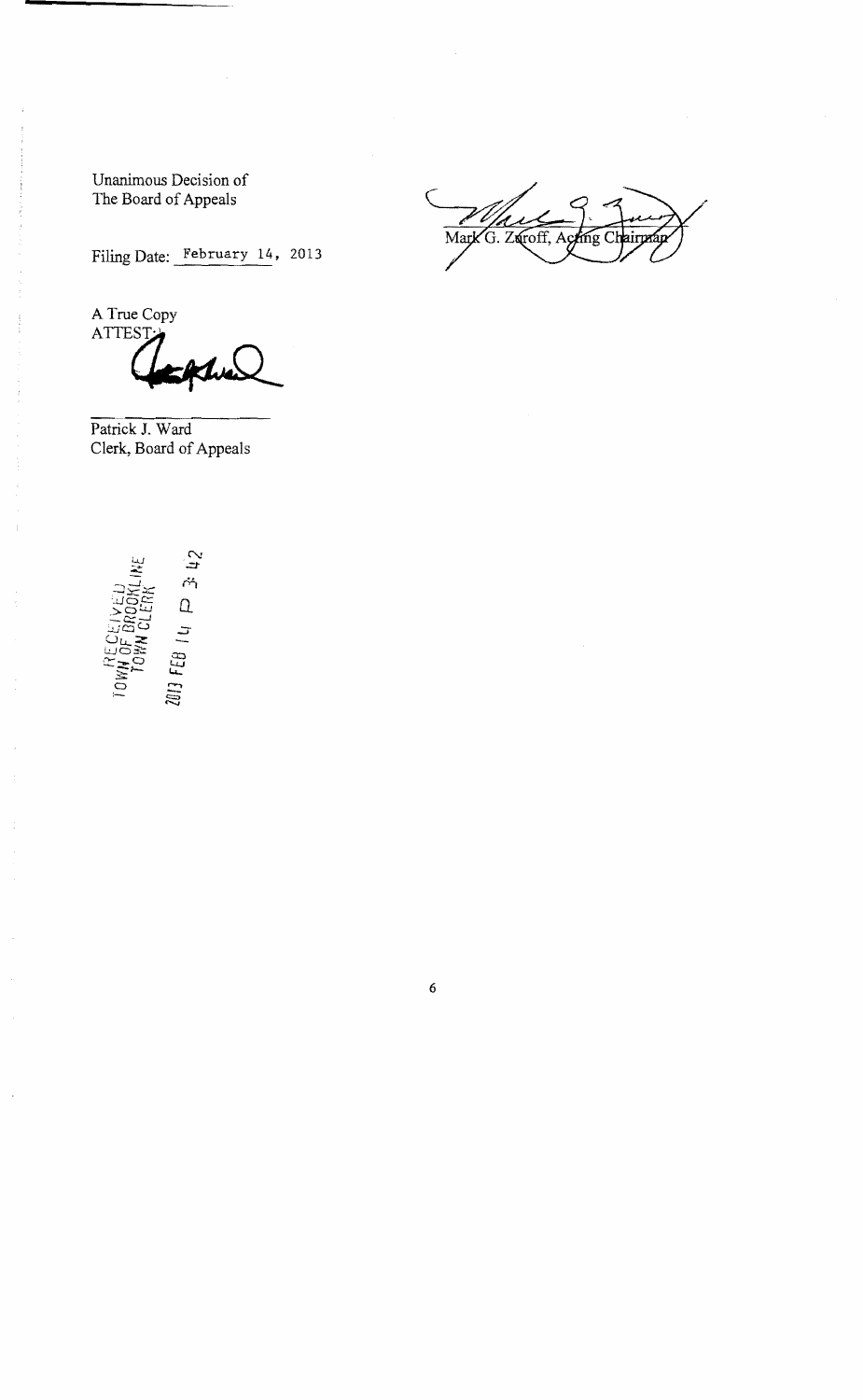Unanimous Decision of
The Board of Appeals

Mark G. Zuroff, Acting Chairman

Filing Date: February 14, 2013

A True Copy
ATTEST:

Patrick J. Ward
Clerk, Board of Appeals

RECEIVED
TOWN OF BROOKLINE
TOWN CLERK

2013 FEB 14 P 3:42